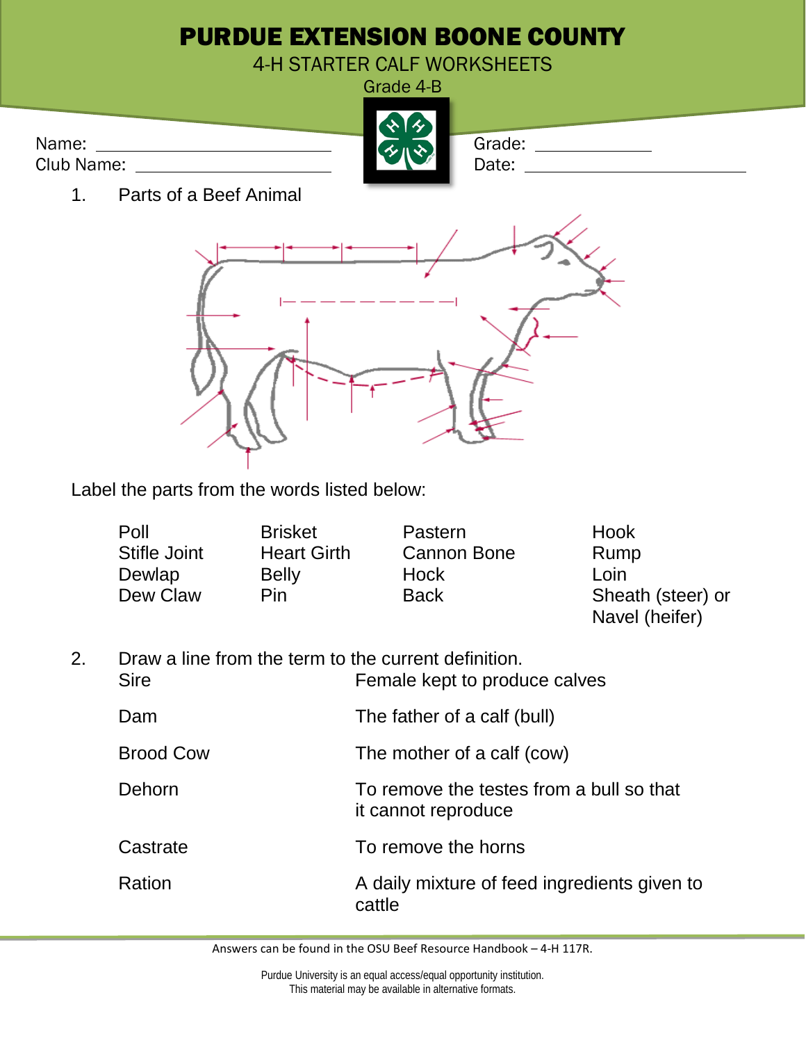# PURDUE EXTENSION BOONE COUNTY

## 4-H STARTER CALF WORKSHEETS

Grade 4-B

Name: ______________________
Club Name: ______________________

Grade: ____________
Date: ______________________

1. Parts of a Beef Animal

Label the parts from the words listed below:

| | | | |
|---|---|---|---|
| Poll | Brisket | Pastern | Hook |
| Stifle Joint | Heart Girth | Cannon Bone | Rump |
| Dewlap | Belly | Hock | Loin |
| Dew Claw | Pin | Back | Sheath (steer) or Navel (heifer) |

2. Draw a line from the term to the current definition.

| | |
|---|---|
| Sire | Female kept to produce calves |
| Dam | The father of a calf (bull) |
| Brood Cow | The mother of a calf (cow) |
| Dehorn | To remove the testes from a bull so that it cannot reproduce |
| Castrate | To remove the horns |
| Ration | A daily mixture of feed ingredients given to cattle |

Answers can be found in the OSU Beef Resource Handbook – 4-H 117R.

Purdue University is an equal access/equal opportunity institution.
This material may be available in alternative formats.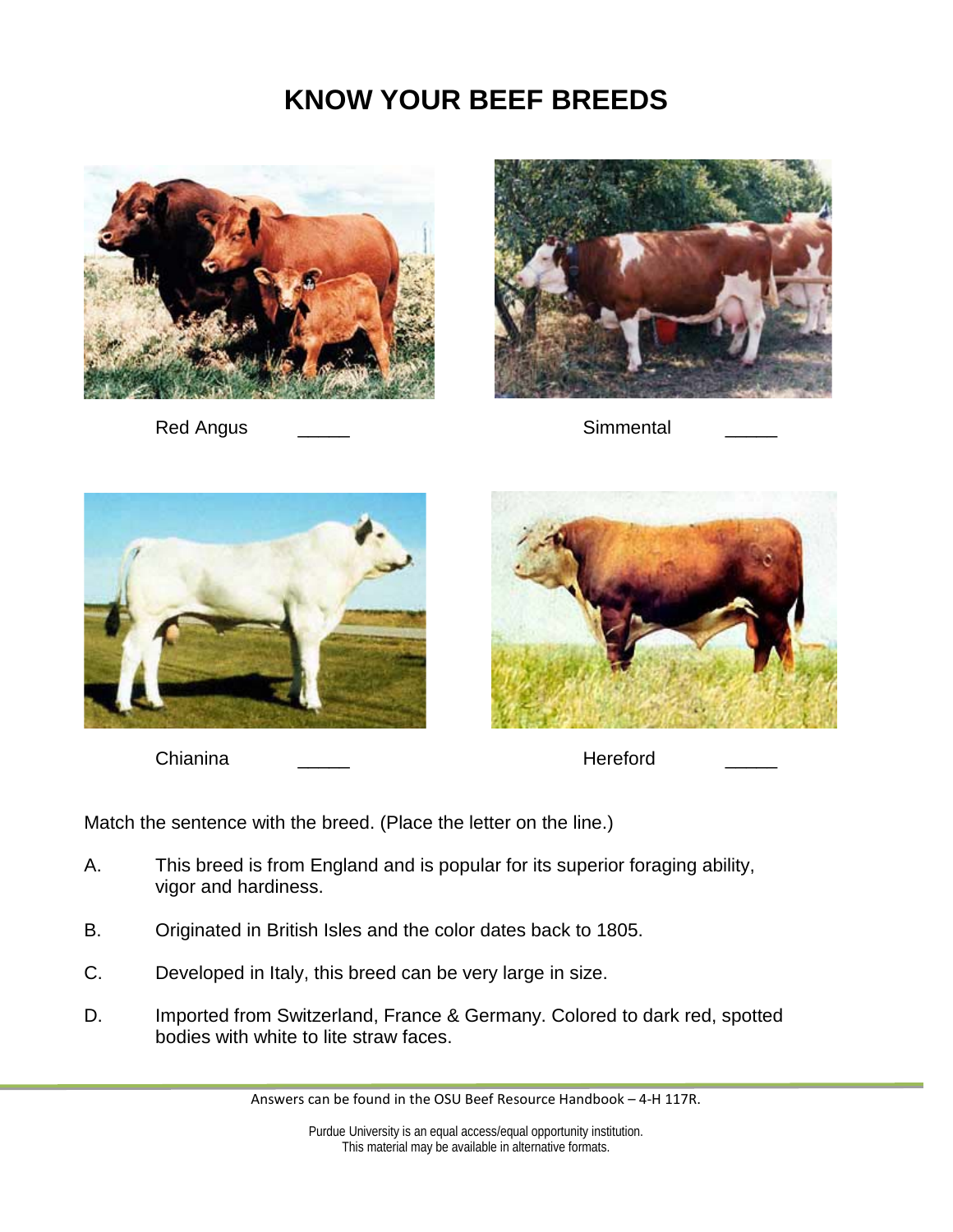# KNOW YOUR BEEF BREEDS

Red Angus _____

Simmental _____

Chianina _____

Hereford _____

Match the sentence with the breed. (Place the letter on the line.)

A. This breed is from England and is popular for its superior foraging ability, vigor and hardiness.

B. Originated in British Isles and the color dates back to 1805.

C. Developed in Italy, this breed can be very large in size.

D. Imported from Switzerland, France & Germany. Colored to dark red, spotted bodies with white to lite straw faces.

Answers can be found in the OSU Beef Resource Handbook – 4-H 117R.

Purdue University is an equal access/equal opportunity institution.
This material may be available in alternative formats.